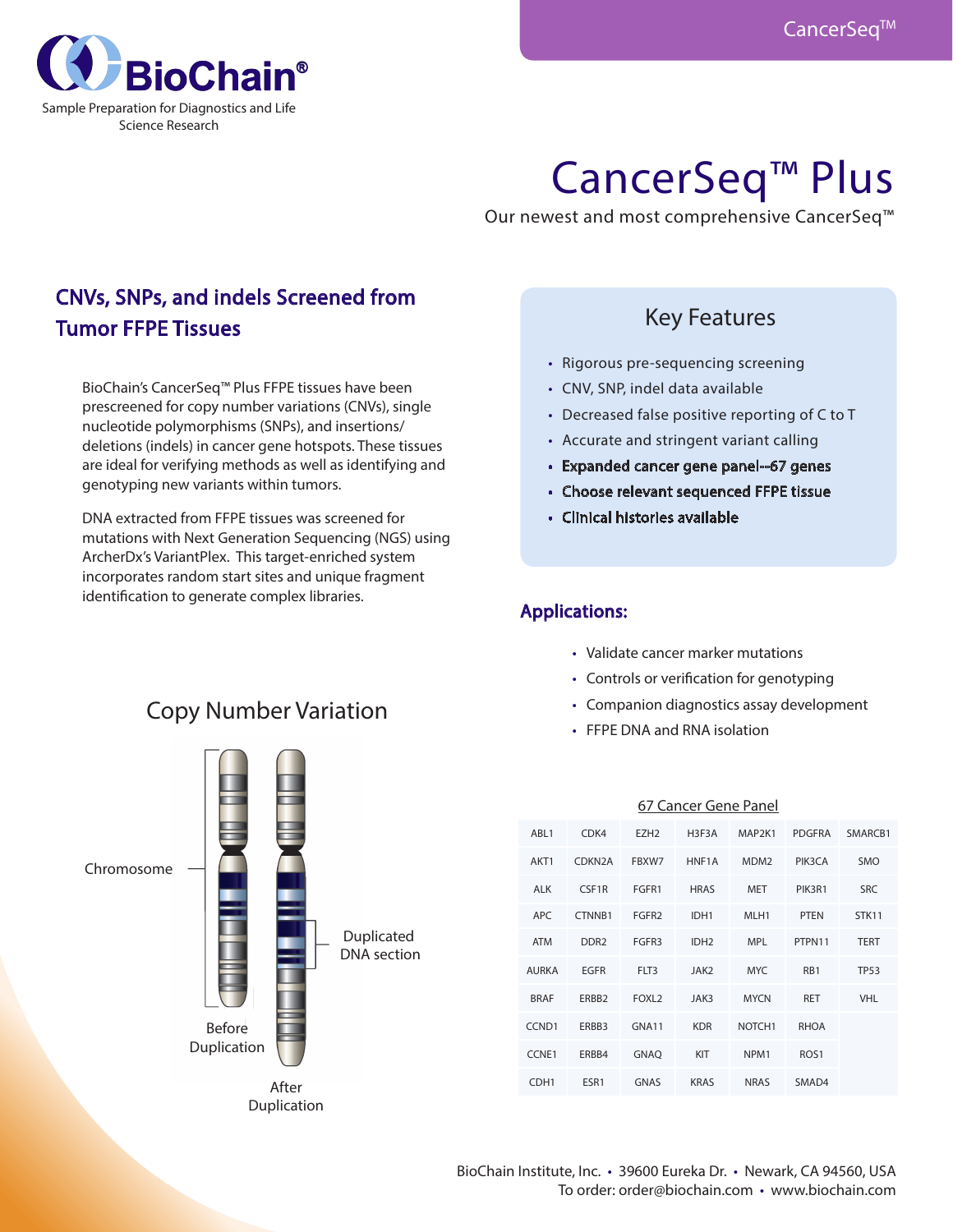BioChain®

Sample Preparation for Diagnostics and Life Science Research

# CancerSeq™ Plus

Our newest and most comprehensive CancerSeq™

## CNVs, SNPs, and indels Screened from Tumor FFPE Tissues

BioChain's CancerSeq™ Plus FFPE tissues have been prescreened for copy number variations (CNVs), single nucleotide polymorphisms (SNPs), and insertions/deletions (indels) in cancer gene hotspots. These tissues are ideal for verifying methods as well as identifying and genotyping new variants within tumors.

DNA extracted from FFPE tissues was screened for mutations with Next Generation Sequencing (NGS) using ArcherDx's VariantPlex. This target-enriched system incorporates random start sites and unique fragment identification to generate complex libraries.

## Key Features

- Rigorous pre-sequencing screening
- CNV, SNP, indel data available
- Decreased false positive reporting of C to T
- Accurate and stringent variant calling
- **Expanded cancer gene panel--67 genes**
- **Choose relevant sequenced FFPE tissue**
- **Clinical histories available**

## Applications:

- Validate cancer marker mutations
- Controls or verification for genotyping
- Companion diagnostics assay development
- FFPE DNA and RNA isolation

## Copy Number Variation

Chromosome

Before Duplication

After Duplication

Duplicated DNA section

67 Cancer Gene Panel

| | | | | | | |
|---|---|---|---|---|---|---|
| ABL1 | CDK4 | EZH2 | H3F3A | MAP2K1 | PDGFRA | SMARCB1 |
| AKT1 | CDKN2A | FBXW7 | HNF1A | MDM2 | PIK3CA | SMO |
| ALK | CSF1R | FGFR1 | HRAS | MET | PIK3R1 | SRC |
| APC | CTNNB1 | FGFR2 | IDH1 | MLH1 | PTEN | STK11 |
| ATM | DDR2 | FGFR3 | IDH2 | MPL | PTPN11 | TERT |
| AURKA | EGFR | FLT3 | JAK2 | MYC | RB1 | TP53 |
| BRAF | ERBB2 | FOXL2 | JAK3 | MYCN | RET | VHL |
| CCND1 | ERBB3 | GNA11 | KDR | NOTCH1 | RHOA | |
| CCNE1 | ERBB4 | GNAQ | KIT | NPM1 | ROS1 | |
| CDH1 | ESR1 | GNAS | KRAS | NRAS | SMAD4 | |

BioChain Institute, Inc. • 39600 Eureka Dr. • Newark, CA 94560, USA
To order: order@biochain.com • www.biochain.com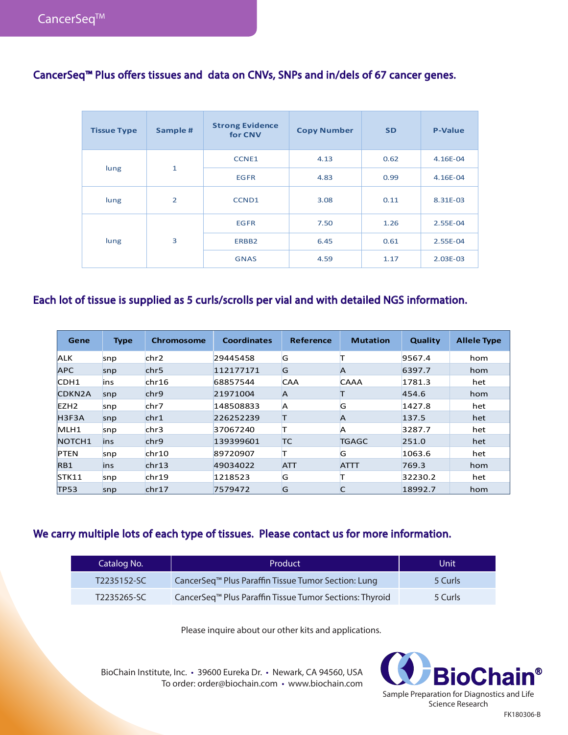## CancerSeq™ Plus offers tissues and data on CNVs, SNPs and in/dels of 67 cancer genes.

| Tissue Type | Sample # | Strong Evidence for CNV | Copy Number | SD | P-Value |
|---|---|---|---|---|---|
| lung | 1 | CCNE1 | 4.13 | 0.62 | 4.16E-04 |
| | | EGFR | 4.83 | 0.99 | 4.16E-04 |
| lung | 2 | CCND1 | 3.08 | 0.11 | 8.31E-03 |
| lung | 3 | EGFR | 7.50 | 1.26 | 2.55E-04 |
| | | ERBB2 | 6.45 | 0.61 | 2.55E-04 |
| | | GNAS | 4.59 | 1.17 | 2.03E-03 |

## Each lot of tissue is supplied as 5 curls/scrolls per vial and with detailed NGS information.

| Gene | Type | Chromosome | Coordinates | Reference | Mutation | Quality | Allele Type |
|---|---|---|---|---|---|---|---|
| ALK | snp | chr2 | 29445458 | G | T | 9567.4 | hom |
| APC | snp | chr5 | 112177171 | G | A | 6397.7 | hom |
| CDH1 | ins | chr16 | 68857544 | CAA | CAAA | 1781.3 | het |
| CDKN2A | snp | chr9 | 21971004 | A | T | 454.6 | hom |
| EZH2 | snp | chr7 | 148508833 | A | G | 1427.8 | het |
| H3F3A | snp | chr1 | 226252239 | T | A | 137.5 | het |
| MLH1 | snp | chr3 | 37067240 | T | A | 3287.7 | het |
| NOTCH1 | ins | chr9 | 139399601 | TC | TGAGC | 251.0 | het |
| PTEN | snp | chr10 | 89720907 | T | G | 1063.6 | het |
| RB1 | ins | chr13 | 49034022 | ATT | ATTT | 769.3 | hom |
| STK11 | snp | chr19 | 1218523 | G | T | 32230.2 | het |
| TP53 | snp | chr17 | 7579472 | G | C | 18992.7 | hom |

## We carry multiple lots of each type of tissues. Please contact us for more information.

| Catalog No. | Product | Unit |
|---|---|---|
| T2235152-SC | CancerSeq™ Plus Paraffin Tissue Tumor Section: Lung | 5 Curls |
| T2235265-SC | CancerSeq™ Plus Paraffin Tissue Tumor Sections: Thyroid | 5 Curls |

Please inquire about our other kits and applications.

BioChain Institute, Inc. • 39600 Eureka Dr. • Newark, CA 94560, USA
To order: order@biochain.com • www.biochain.com

BioChain®
Sample Preparation for Diagnostics and Life Science Research

FK180306-B